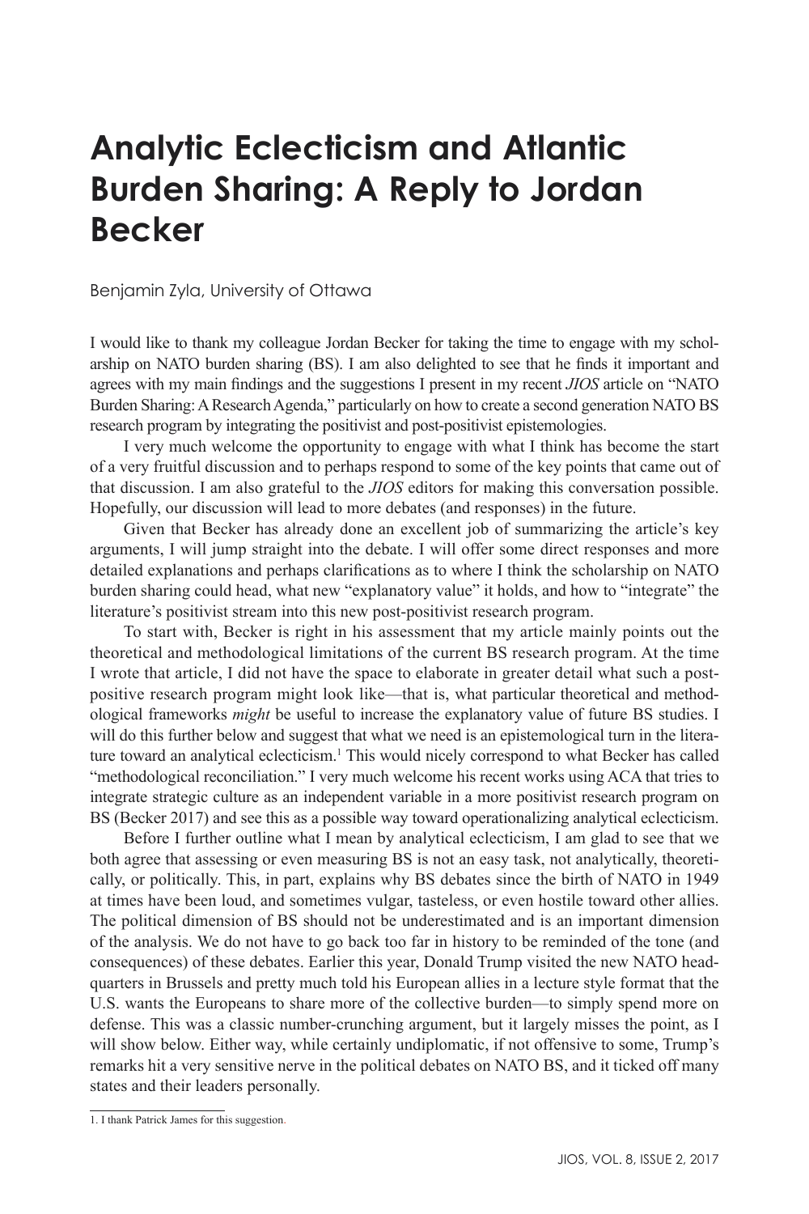# Analytic Eclecticism and Atlantic Burden Sharing: A Reply to Jordan Becker

Benjamin Zyla, University of Ottawa

I would like to thank my colleague Jordan Becker for taking the time to engage with my scholarship on NATO burden sharing (BS). I am also delighted to see that he finds it important and agrees with my main findings and the suggestions I present in my recent *JIOS* article on "NATO Burden Sharing: A Research Agenda," particularly on how to create a second generation NATO BS research program by integrating the positivist and post-positivist epistemologies.

I very much welcome the opportunity to engage with what I think has become the start of a very fruitful discussion and to perhaps respond to some of the key points that came out of that discussion. I am also grateful to the *JIOS* editors for making this conversation possible. Hopefully, our discussion will lead to more debates (and responses) in the future.

Given that Becker has already done an excellent job of summarizing the article's key arguments, I will jump straight into the debate. I will offer some direct responses and more detailed explanations and perhaps clarifications as to where I think the scholarship on NATO burden sharing could head, what new "explanatory value" it holds, and how to "integrate" the literature's positivist stream into this new post-positivist research program.

To start with, Becker is right in his assessment that my article mainly points out the theoretical and methodological limitations of the current BS research program. At the time I wrote that article, I did not have the space to elaborate in greater detail what such a post-positive research program might look like—that is, what particular theoretical and methodological frameworks *might* be useful to increase the explanatory value of future BS studies. I will do this further below and suggest that what we need is an epistemological turn in the literature toward an analytical eclecticism.[1] This would nicely correspond to what Becker has called "methodological reconciliation." I very much welcome his recent works using ACA that tries to integrate strategic culture as an independent variable in a more positivist research program on BS (Becker 2017) and see this as a possible way toward operationalizing analytical eclecticism.

Before I further outline what I mean by analytical eclecticism, I am glad to see that we both agree that assessing or even measuring BS is not an easy task, not analytically, theoretically, or politically. This, in part, explains why BS debates since the birth of NATO in 1949 at times have been loud, and sometimes vulgar, tasteless, or even hostile toward other allies. The political dimension of BS should not be underestimated and is an important dimension of the analysis. We do not have to go back too far in history to be reminded of the tone (and consequences) of these debates. Earlier this year, Donald Trump visited the new NATO headquarters in Brussels and pretty much told his European allies in a lecture style format that the U.S. wants the Europeans to share more of the collective burden—to simply spend more on defense. This was a classic number-crunching argument, but it largely misses the point, as I will show below. Either way, while certainly undiplomatic, if not offensive to some, Trump's remarks hit a very sensitive nerve in the political debates on NATO BS, and it ticked off many states and their leaders personally.

1. I thank Patrick James for this suggestion.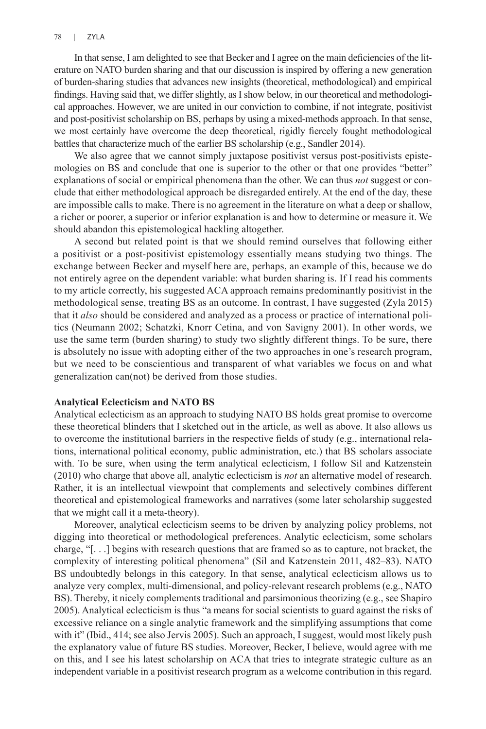In that sense, I am delighted to see that Becker and I agree on the main deficiencies of the literature on NATO burden sharing and that our discussion is inspired by offering a new generation of burden-sharing studies that advances new insights (theoretical, methodological) and empirical findings. Having said that, we differ slightly, as I show below, in our theoretical and methodological approaches. However, we are united in our conviction to combine, if not integrate, positivist and post-positivist scholarship on BS, perhaps by using a mixed-methods approach. In that sense, we most certainly have overcome the deep theoretical, rigidly fiercely fought methodological battles that characterize much of the earlier BS scholarship (e.g., Sandler 2014).

We also agree that we cannot simply juxtapose positivist versus post-positivists epistemologies on BS and conclude that one is superior to the other or that one provides "better" explanations of social or empirical phenomena than the other. We can thus *not* suggest or conclude that either methodological approach be disregarded entirely. At the end of the day, these are impossible calls to make. There is no agreement in the literature on what a deep or shallow, a richer or poorer, a superior or inferior explanation is and how to determine or measure it. We should abandon this epistemological hackling altogether.

A second but related point is that we should remind ourselves that following either a positivist or a post-positivist epistemology essentially means studying two things. The exchange between Becker and myself here are, perhaps, an example of this, because we do not entirely agree on the dependent variable: what burden sharing is. If I read his comments to my article correctly, his suggested ACA approach remains predominantly positivist in the methodological sense, treating BS as an outcome. In contrast, I have suggested (Zyla 2015) that it *also* should be considered and analyzed as a process or practice of international politics (Neumann 2002; Schatzki, Knorr Cetina, and von Savigny 2001). In other words, we use the same term (burden sharing) to study two slightly different things. To be sure, there is absolutely no issue with adopting either of the two approaches in one's research program, but we need to be conscientious and transparent of what variables we focus on and what generalization can(not) be derived from those studies.

**Analytical Eclecticism and NATO BS**

Analytical eclecticism as an approach to studying NATO BS holds great promise to overcome these theoretical blinders that I sketched out in the article, as well as above. It also allows us to overcome the institutional barriers in the respective fields of study (e.g., international relations, international political economy, public administration, etc.) that BS scholars associate with. To be sure, when using the term analytical eclecticism, I follow Sil and Katzenstein (2010) who charge that above all, analytic eclecticism is *not* an alternative model of research. Rather, it is an intellectual viewpoint that complements and selectively combines different theoretical and epistemological frameworks and narratives (some later scholarship suggested that we might call it a meta-theory).

Moreover, analytical eclecticism seems to be driven by analyzing policy problems, not digging into theoretical or methodological preferences. Analytic eclecticism, some scholars charge, "[. . .] begins with research questions that are framed so as to capture, not bracket, the complexity of interesting political phenomena" (Sil and Katzenstein 2011, 482–83). NATO BS undoubtedly belongs in this category. In that sense, analytical eclecticism allows us to analyze very complex, multi-dimensional, and policy-relevant research problems (e.g., NATO BS). Thereby, it nicely complements traditional and parsimonious theorizing (e.g., see Shapiro 2005). Analytical eclecticism is thus "a means for social scientists to guard against the risks of excessive reliance on a single analytic framework and the simplifying assumptions that come with it" (Ibid., 414; see also Jervis 2005). Such an approach, I suggest, would most likely push the explanatory value of future BS studies. Moreover, Becker, I believe, would agree with me on this, and I see his latest scholarship on ACA that tries to integrate strategic culture as an independent variable in a positivist research program as a welcome contribution in this regard.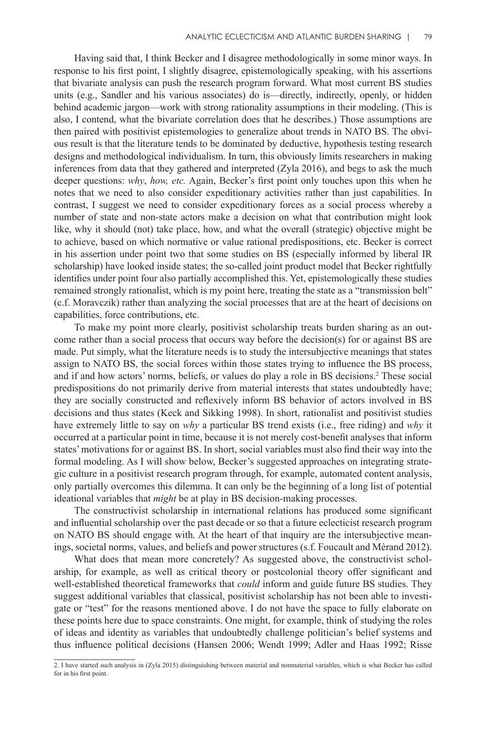Having said that, I think Becker and I disagree methodologically in some minor ways. In response to his first point, I slightly disagree, epistemologically speaking, with his assertions that bivariate analysis can push the research program forward. What most current BS studies units (e.g., Sandler and his various associates) do is—directly, indirectly, openly, or hidden behind academic jargon—work with strong rationality assumptions in their modeling. (This is also, I contend, what the bivariate correlation does that he describes.) Those assumptions are then paired with positivist epistemologies to generalize about trends in NATO BS. The obvious result is that the literature tends to be dominated by deductive, hypothesis testing research designs and methodological individualism. In turn, this obviously limits researchers in making inferences from data that they gathered and interpreted (Zyla 2016), and begs to ask the much deeper questions: *why*, *how, etc.* Again, Becker's first point only touches upon this when he notes that we need to also consider expeditionary activities rather than just capabilities. In contrast, I suggest we need to consider expeditionary forces as a social process whereby a number of state and non-state actors make a decision on what that contribution might look like, why it should (not) take place, how, and what the overall (strategic) objective might be to achieve, based on which normative or value rational predispositions, etc. Becker is correct in his assertion under point two that some studies on BS (especially informed by liberal IR scholarship) have looked inside states; the so-called joint product model that Becker rightfully identifies under point four also partially accomplished this. Yet, epistemologically these studies remained strongly rationalist, which is my point here, treating the state as a "transmission belt" (c.f. Moravczik) rather than analyzing the social processes that are at the heart of decisions on capabilities, force contributions, etc.

To make my point more clearly, positivist scholarship treats burden sharing as an outcome rather than a social process that occurs way before the decision(s) for or against BS are made. Put simply, what the literature needs is to study the intersubjective meanings that states assign to NATO BS, the social forces within those states trying to influence the BS process, and if and how actors' norms, beliefs, or values do play a role in BS decisions.[2] These social predispositions do not primarily derive from material interests that states undoubtedly have; they are socially constructed and reflexively inform BS behavior of actors involved in BS decisions and thus states (Keck and Sikking 1998). In short, rationalist and positivist studies have extremely little to say on *why* a particular BS trend exists (i.e., free riding) and *why* it occurred at a particular point in time, because it is not merely cost-benefit analyses that inform states' motivations for or against BS. In short, social variables must also find their way into the formal modeling. As I will show below, Becker's suggested approaches on integrating strategic culture in a positivist research program through, for example, automated content analysis, only partially overcomes this dilemma. It can only be the beginning of a long list of potential ideational variables that *might* be at play in BS decision-making processes.

The constructivist scholarship in international relations has produced some significant and influential scholarship over the past decade or so that a future eclecticist research program on NATO BS should engage with. At the heart of that inquiry are the intersubjective meanings, societal norms, values, and beliefs and power structures (s.f. Foucault and Mèrand 2012).

What does that mean more concretely? As suggested above, the constructivist scholarship, for example, as well as critical theory or postcolonial theory offer significant and well-established theoretical frameworks that *could* inform and guide future BS studies. They suggest additional variables that classical, positivist scholarship has not been able to investigate or "test" for the reasons mentioned above. I do not have the space to fully elaborate on these points here due to space constraints. One might, for example, think of studying the roles of ideas and identity as variables that undoubtedly challenge politician's belief systems and thus influence political decisions (Hansen 2006; Wendt 1999; Adler and Haas 1992; Risse

---

2. I have started such analysis in (Zyla 2015) distinguishing between material and nonmaterial variables, which is what Becker has called for in his first point.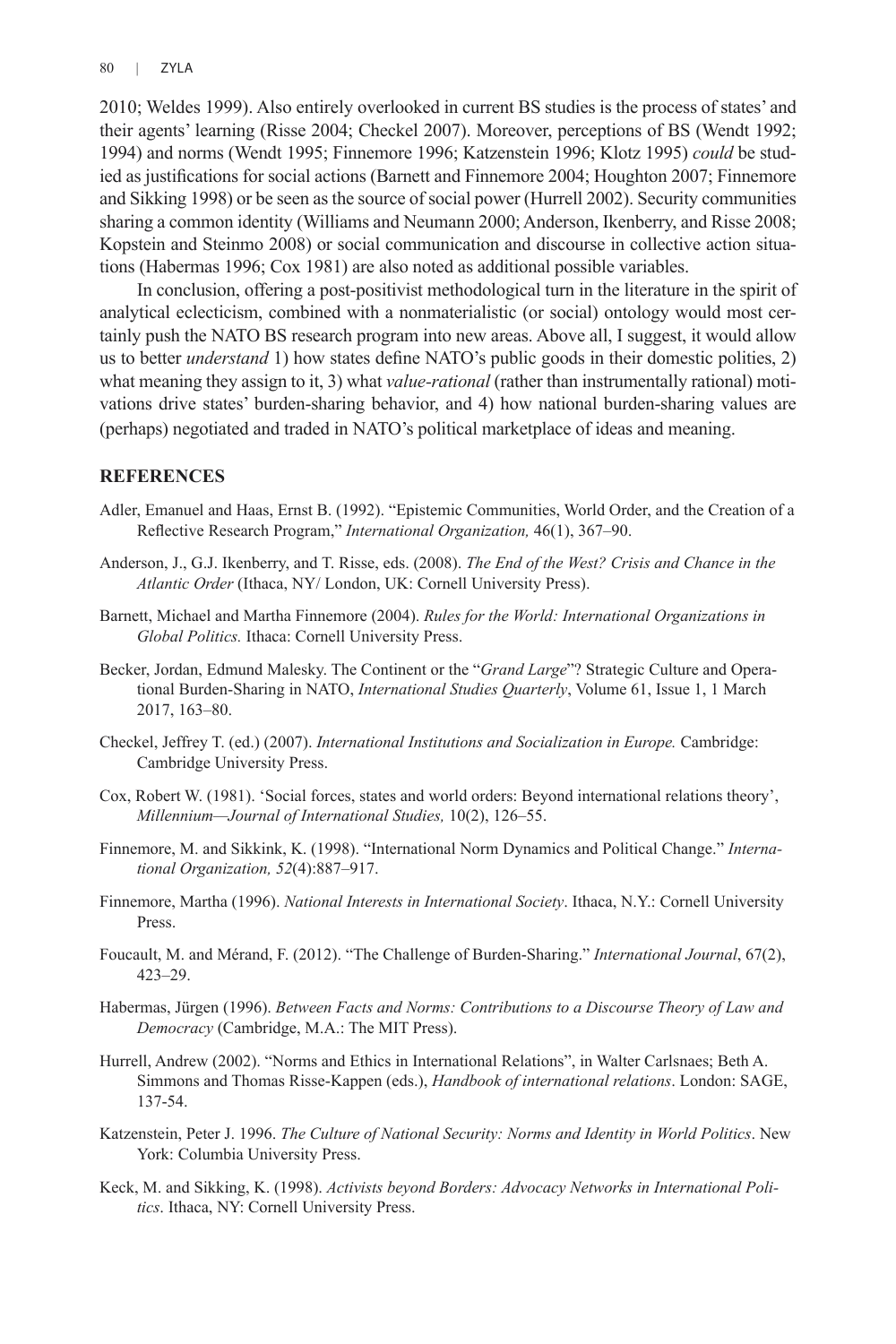2010; Weldes 1999). Also entirely overlooked in current BS studies is the process of states' and their agents' learning (Risse 2004; Checkel 2007). Moreover, perceptions of BS (Wendt 1992; 1994) and norms (Wendt 1995; Finnemore 1996; Katzenstein 1996; Klotz 1995) *could* be studied as justifications for social actions (Barnett and Finnemore 2004; Houghton 2007; Finnemore and Sikking 1998) or be seen as the source of social power (Hurrell 2002). Security communities sharing a common identity (Williams and Neumann 2000; Anderson, Ikenberry, and Risse 2008; Kopstein and Steinmo 2008) or social communication and discourse in collective action situations (Habermas 1996; Cox 1981) are also noted as additional possible variables.

In conclusion, offering a post-positivist methodological turn in the literature in the spirit of analytical eclecticism, combined with a nonmaterialistic (or social) ontology would most certainly push the NATO BS research program into new areas. Above all, I suggest, it would allow us to better *understand* 1) how states define NATO's public goods in their domestic polities, 2) what meaning they assign to it, 3) what *value-rational* (rather than instrumentally rational) motivations drive states' burden-sharing behavior, and 4) how national burden-sharing values are (perhaps) negotiated and traded in NATO's political marketplace of ideas and meaning.

## REFERENCES

Adler, Emanuel and Haas, Ernst B. (1992). "Epistemic Communities, World Order, and the Creation of a Reflective Research Program," *International Organization,* 46(1), 367–90.

Anderson, J., G.J. Ikenberry, and T. Risse, eds. (2008). *The End of the West? Crisis and Chance in the Atlantic Order* (Ithaca, NY/ London, UK: Cornell University Press).

Barnett, Michael and Martha Finnemore (2004). *Rules for the World: International Organizations in Global Politics.* Ithaca: Cornell University Press.

Becker, Jordan, Edmund Malesky. The Continent or the "*Grand Large*"? Strategic Culture and Operational Burden-Sharing in NATO, *International Studies Quarterly*, Volume 61, Issue 1, 1 March 2017, 163–80.

Checkel, Jeffrey T. (ed.) (2007). *International Institutions and Socialization in Europe.* Cambridge: Cambridge University Press.

Cox, Robert W. (1981). 'Social forces, states and world orders: Beyond international relations theory', *Millennium—Journal of International Studies,* 10(2), 126–55.

Finnemore, M. and Sikkink, K. (1998). "International Norm Dynamics and Political Change." *International Organization, 52*(4):887–917.

Finnemore, Martha (1996). *National Interests in International Society*. Ithaca, N.Y.: Cornell University Press.

Foucault, M. and Mérand, F. (2012). "The Challenge of Burden-Sharing." *International Journal*, 67(2), 423–29.

Habermas, Jürgen (1996). *Between Facts and Norms: Contributions to a Discourse Theory of Law and Democracy* (Cambridge, M.A.: The MIT Press).

Hurrell, Andrew (2002). "Norms and Ethics in International Relations", in Walter Carlsnaes; Beth A. Simmons and Thomas Risse-Kappen (eds.), *Handbook of international relations*. London: SAGE, 137-54.

Katzenstein, Peter J. 1996. *The Culture of National Security: Norms and Identity in World Politics*. New York: Columbia University Press.

Keck, M. and Sikking, K. (1998). *Activists beyond Borders: Advocacy Networks in International Politics*. Ithaca, NY: Cornell University Press.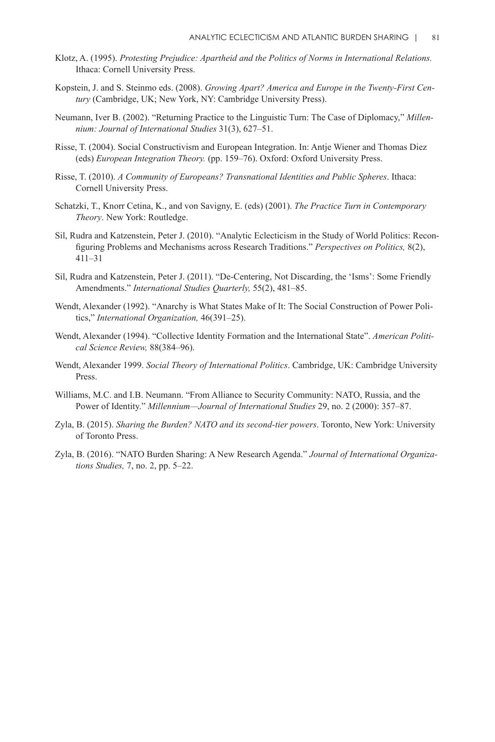Klotz, A. (1995). *Protesting Prejudice: Apartheid and the Politics of Norms in International Relations.* Ithaca: Cornell University Press.

Kopstein, J. and S. Steinmo eds. (2008). *Growing Apart? America and Europe in the Twenty-First Century* (Cambridge, UK; New York, NY: Cambridge University Press).

Neumann, Iver B. (2002). "Returning Practice to the Linguistic Turn: The Case of Diplomacy," *Millennium: Journal of International Studies* 31(3), 627–51.

Risse, T. (2004). Social Constructivism and European Integration. In: Antje Wiener and Thomas Diez (eds) *European Integration Theory.* (pp. 159–76). Oxford: Oxford University Press.

Risse, T. (2010). *A Community of Europeans? Transnational Identities and Public Spheres*. Ithaca: Cornell University Press.

Schatzki, T., Knorr Cetina, K., and von Savigny, E. (eds) (2001). *The Practice Turn in Contemporary Theory*. New York: Routledge.

Sil, Rudra and Katzenstein, Peter J. (2010). "Analytic Eclecticism in the Study of World Politics: Reconfiguring Problems and Mechanisms across Research Traditions." *Perspectives on Politics,* 8(2), 411–31

Sil, Rudra and Katzenstein, Peter J. (2011). "De-Centering, Not Discarding, the 'Isms': Some Friendly Amendments." *International Studies Quarterly,* 55(2), 481–85.

Wendt, Alexander (1992). "Anarchy is What States Make of It: The Social Construction of Power Politics," *International Organization,* 46(391–25).

Wendt, Alexander (1994). "Collective Identity Formation and the International State". *American Political Science Review,* 88(384–96).

Wendt, Alexander 1999. *Social Theory of International Politics*. Cambridge, UK: Cambridge University Press.

Williams, M.C. and I.B. Neumann. "From Alliance to Security Community: NATO, Russia, and the Power of Identity." *Millennium—Journal of International Studies* 29, no. 2 (2000): 357–87.

Zyla, B. (2015). *Sharing the Burden? NATO and its second-tier powers*. Toronto, New York: University of Toronto Press.

Zyla, B. (2016). "NATO Burden Sharing: A New Research Agenda." *Journal of International Organizations Studies,* 7, no. 2, pp. 5–22.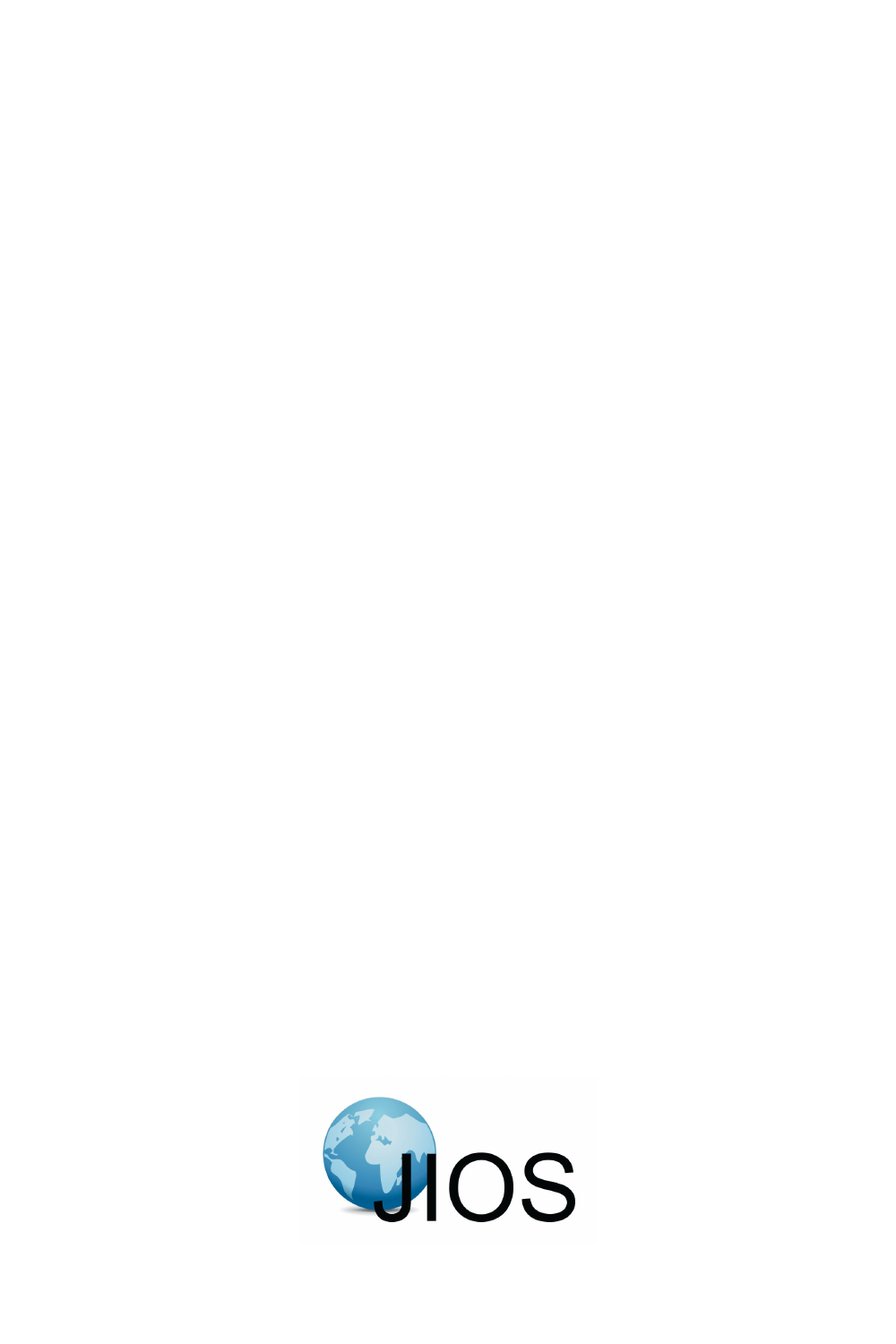JIOS